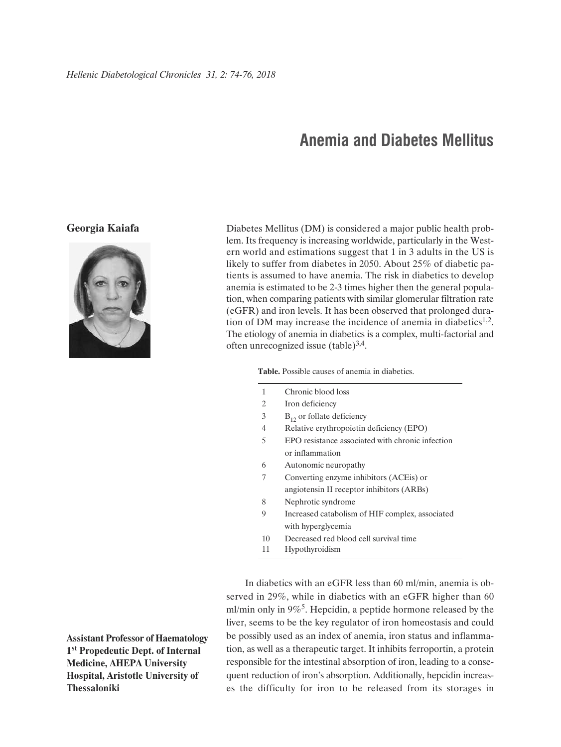# Anemia and Diabetes Mellitus

**Georgia Kaiafa**

**Assistant Professor of Haematology 1st Propedeutic Dept. of Internal Medicine, AHEPA University Hospital, Aristotle University of Thessaloniki**

Diabetes Mellitus (DM) is considered a major public health problem. Its frequency is increasing worldwide, particularly in the Western world and estimations suggest that 1 in 3 adults in the US is likely to suffer from diabetes in 2050. About 25% of diabetic patients is assumed to have anemia. The risk in diabetics to develop anemia is estimated to be 2-3 times higher then the general population, when comparing patients with similar glomerular filtration rate (eGFR) and iron levels. It has been observed that prolonged duration of DM may increase the incidence of anemia in diabetics[1,2]. The etiology of anemia in diabetics is a complex, multi-factorial and often unrecognized issue (table)[3,4].

**Table.** Possible causes of anemia in diabetics.

| | |
|---|---|
| 1 | Chronic blood loss |
| 2 | Iron deficiency |
| 3 | $B_{12}$ or follate deficiency |
| 4 | Relative erythropoietin deficiency (EPO) |
| 5 | EPO resistance associated with chronic infection or inflammation |
| 6 | Autonomic neuropathy |
| 7 | Converting enzyme inhibitors (ACEis) or angiotensin II receptor inhibitors (ARBs) |
| 8 | Nephrotic syndrome |
| 9 | Increased catabolism of HIF complex, associated with hyperglycemia |
| 10 | Decreased red blood cell survival time |
| 11 | Hypothyroidism |

In diabetics with an eGFR less than 60 ml/min, anemia is observed in 29%, while in diabetics with an eGFR higher than 60 ml/min only in 9%[5]. Hepcidin, a peptide hormone released by the liver, seems to be the key regulator of iron homeostasis and could be possibly used as an index of anemia, iron status and inflammation, as well as a therapeutic target. It inhibits ferroportin, a protein responsible for the intestinal absorption of iron, leading to a consequent reduction of iron's absorption. Additionally, hepcidin increases the difficulty for iron to be released from its storages in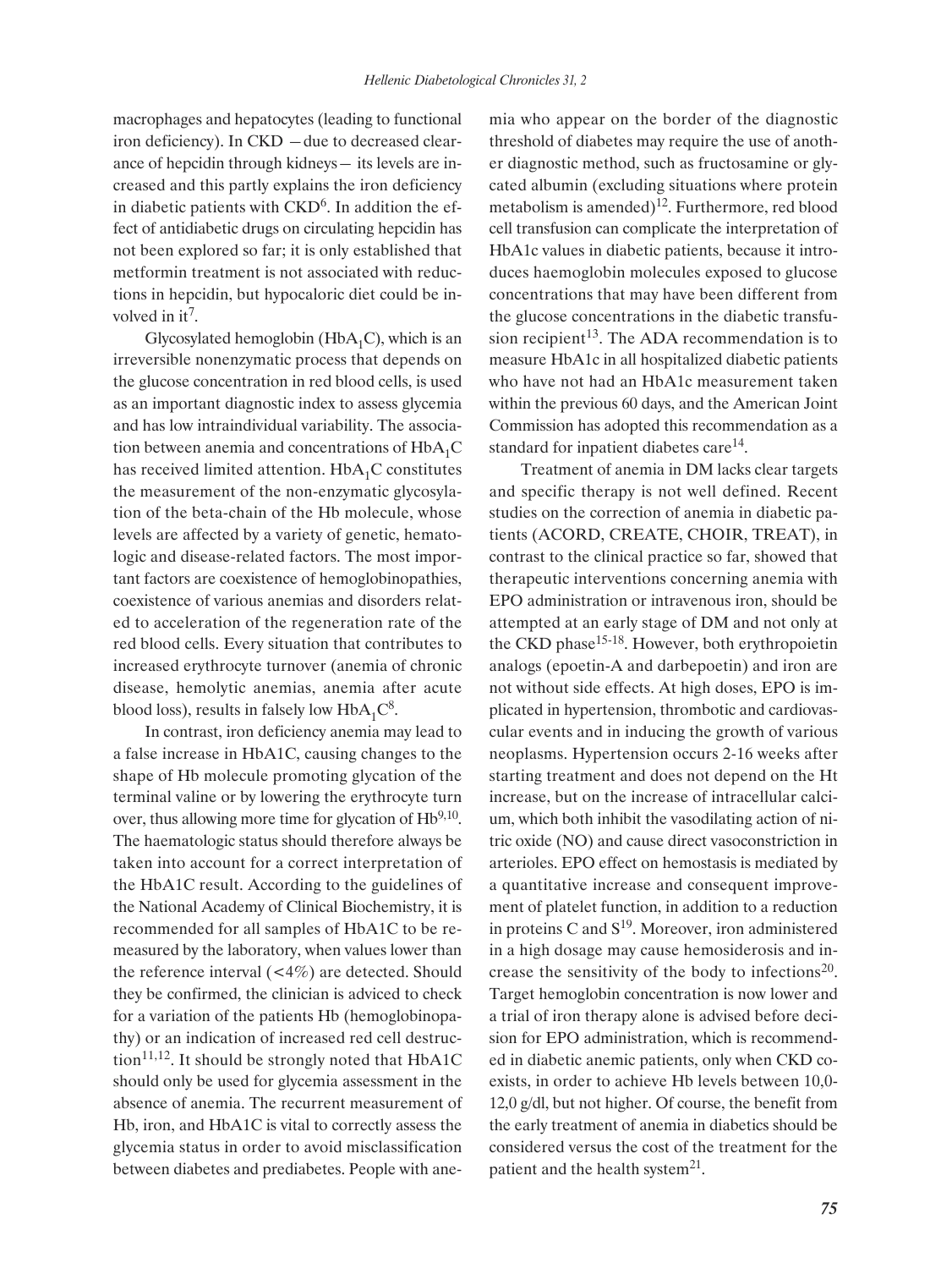macrophages and hepatocytes (leading to functional iron deficiency). In CKD —due to decreased clearance of hepcidin through kidneys— its levels are increased and this partly explains the iron deficiency in diabetic patients with CKD[6]. In addition the effect of antidiabetic drugs on circulating hepcidin has not been explored so far; it is only established that metformin treatment is not associated with reductions in hepcidin, but hypocaloric diet could be involved in it[7].

Glycosylated hemoglobin ($HbA_1C$), which is an irreversible nonenzymatic process that depends on the glucose concentration in red blood cells, is used as an important diagnostic index to assess glycemia and has low intraindividual variability. The association between anemia and concentrations of $HbA_1C$ has received limited attention. $HbA_1C$ constitutes the measurement of the non-enzymatic glycosylation of the beta-chain of the Hb molecule, whose levels are affected by a variety of genetic, hematologic and disease-related factors. The most important factors are coexistence of hemoglobinopathies, coexistence of various anemias and disorders related to acceleration of the regeneration rate of the red blood cells. Every situation that contributes to increased erythrocyte turnover (anemia of chronic disease, hemolytic anemias, anemia after acute blood loss), results in falsely low $HbA_1C$[8].

In contrast, iron deficiency anemia may lead to a false increase in HbA1C, causing changes to the shape of Hb molecule promoting glycation of the terminal valine or by lowering the erythrocyte turn over, thus allowing more time for glycation of Hb[9,10]. The haematologic status should therefore always be taken into account for a correct interpretation of the HbA1C result. According to the guidelines of the National Academy of Clinical Biochemistry, it is recommended for all samples of HbA1C to be remeasured by the laboratory, when values lower than the reference interval (<4%) are detected. Should they be confirmed, the clinician is adviced to check for a variation of the patients Hb (hemoglobinopathy) or an indication of increased red cell destruction[11,12]. It should be strongly noted that HbA1C should only be used for glycemia assessment in the absence of anemia. The recurrent measurement of Hb, iron, and HbA1C is vital to correctly assess the glycemia status in order to avoid misclassification between diabetes and prediabetes. People with anemia who appear on the border of the diagnostic threshold of diabetes may require the use of another diagnostic method, such as fructosamine or glycated albumin (excluding situations where protein metabolism is amended)[12]. Furthermore, red blood cell transfusion can complicate the interpretation of HbA1c values in diabetic patients, because it introduces haemoglobin molecules exposed to glucose concentrations that may have been different from the glucose concentrations in the diabetic transfusion recipient[13]. The ADA recommendation is to measure HbA1c in all hospitalized diabetic patients who have not had an HbA1c measurement taken within the previous 60 days, and the American Joint Commission has adopted this recommendation as a standard for inpatient diabetes care[14].

Treatment of anemia in DM lacks clear targets and specific therapy is not well defined. Recent studies on the correction of anemia in diabetic patients (ACORD, CREATE, CHOIR, TREAT), in contrast to the clinical practice so far, showed that therapeutic interventions concerning anemia with EPO administration or intravenous iron, should be attempted at an early stage of DM and not only at the CKD phase[15-18]. However, both erythropoietin analogs (epoetin-A and darbepoetin) and iron are not without side effects. At high doses, EPO is implicated in hypertension, thrombotic and cardiovascular events and in inducing the growth of various neoplasms. Hypertension occurs 2-16 weeks after starting treatment and does not depend on the Ht increase, but on the increase of intracellular calcium, which both inhibit the vasodilating action of nitric oxide (NO) and cause direct vasoconstriction in arterioles. EPO effect on hemostasis is mediated by a quantitative increase and consequent improvement of platelet function, in addition to a reduction in proteins C and S[19]. Moreover, iron administered in a high dosage may cause hemosiderosis and increase the sensitivity of the body to infections[20]. Target hemoglobin concentration is now lower and a trial of iron therapy alone is advised before decision for EPO administration, which is recommended in diabetic anemic patients, only when CKD coexists, in order to achieve Hb levels between 10,0-12,0 g/dl, but not higher. Of course, the benefit from the early treatment of anemia in diabetics should be considered versus the cost of the treatment for the patient and the health system[21].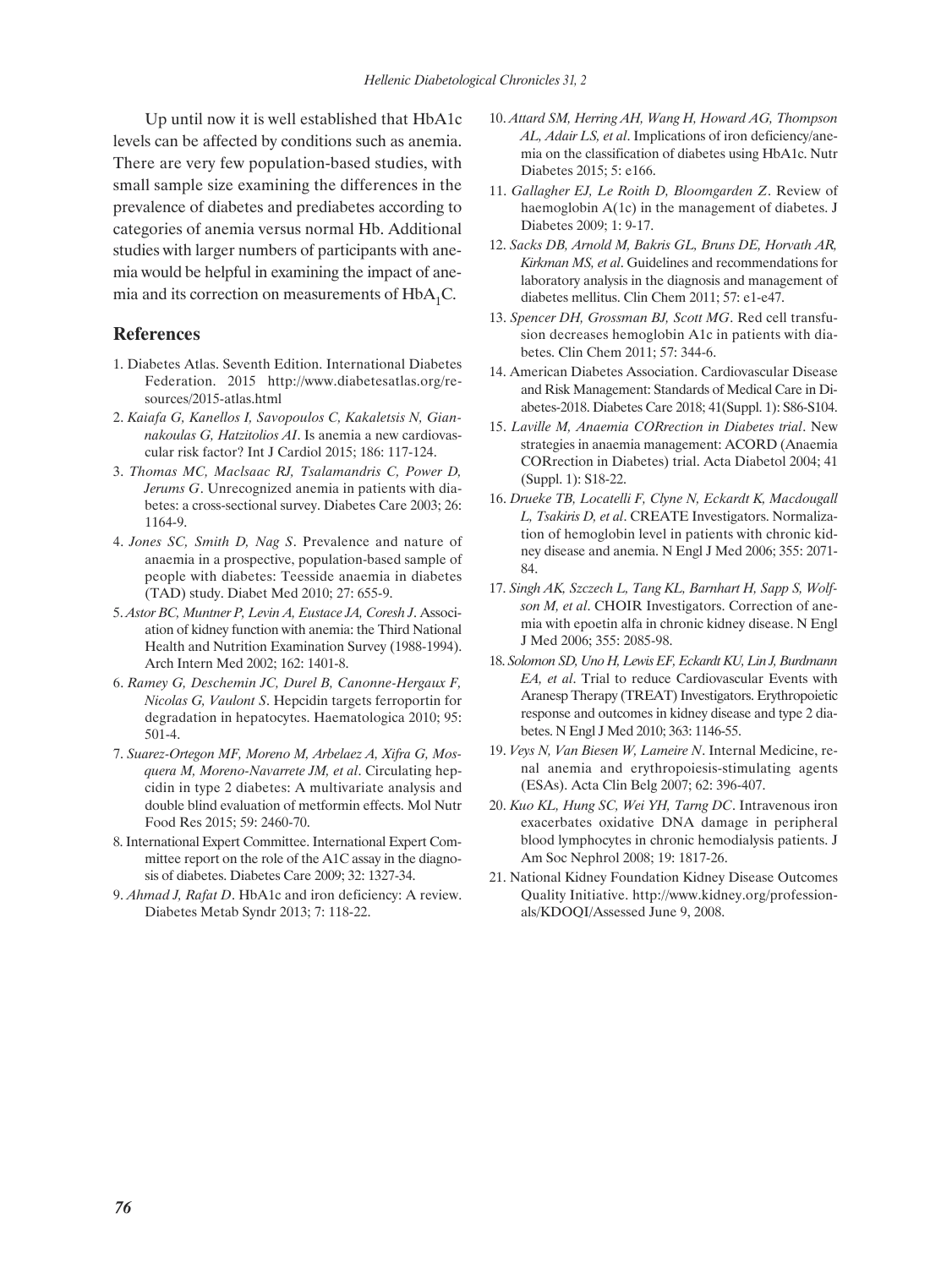Up until now it is well established that HbA1c levels can be affected by conditions such as anemia. There are very few population-based studies, with small sample size examining the differences in the prevalence of diabetes and prediabetes according to categories of anemia versus normal Hb. Additional studies with larger numbers of participants with anemia would be helpful in examining the impact of anemia and its correction on measurements of $HbA_1C$.

## References

1. Diabetes Atlas. Seventh Edition. International Diabetes Federation. 2015 http://www.diabetesatlas.org/resources/2015-atlas.html
2. *Kaiafa G, Kanellos I, Savopoulos C, Kakaletsis N, Giannakoulas G, Hatzitolios AI*. Is anemia a new cardiovascular risk factor? Int J Cardiol 2015; 186: 117-124.
3. *Thomas MC, MacIsaac RJ, Tsalamandris C, Power D, Jerums G*. Unrecognized anemia in patients with diabetes: a cross-sectional survey. Diabetes Care 2003; 26: 1164-9.
4. *Jones SC, Smith D, Nag S*. Prevalence and nature of anaemia in a prospective, population-based sample of people with diabetes: Teesside anaemia in diabetes (TAD) study. Diabet Med 2010; 27: 655-9.
5. *Astor BC, Muntner P, Levin A, Eustace JA, Coresh J*. Association of kidney function with anemia: the Third National Health and Nutrition Examination Survey (1988-1994). Arch Intern Med 2002; 162: 1401-8.
6. *Ramey G, Deschemin JC, Durel B, Canonne-Hergaux F, Nicolas G, Vaulont S*. Hepcidin targets ferroportin for degradation in hepatocytes. Haematologica 2010; 95: 501-4.
7. *Suarez-Ortegon MF, Moreno M, Arbelaez A, Xifra G, Mosquera M, Moreno-Navarrete JM, et al*. Circulating hepcidin in type 2 diabetes: A multivariate analysis and double blind evaluation of metformin effects. Mol Nutr Food Res 2015; 59: 2460-70.
8. International Expert Committee. International Expert Committee report on the role of the A1C assay in the diagnosis of diabetes. Diabetes Care 2009; 32: 1327-34.
9. *Ahmad J, Rafat D*. HbA1c and iron deficiency: A review. Diabetes Metab Syndr 2013; 7: 118-22.
10. *Attard SM, Herring AH, Wang H, Howard AG, Thompson AL, Adair LS, et al*. Implications of iron deficiency/anemia on the classification of diabetes using HbA1c. Nutr Diabetes 2015; 5: e166.
11. *Gallagher EJ, Le Roith D, Bloomgarden Z*. Review of haemoglobin A(1c) in the management of diabetes. J Diabetes 2009; 1: 9-17.
12. *Sacks DB, Arnold M, Bakris GL, Bruns DE, Horvath AR, Kirkman MS, et al*. Guidelines and recommendations for laboratory analysis in the diagnosis and management of diabetes mellitus. Clin Chem 2011; 57: e1-e47.
13. *Spencer DH, Grossman BJ, Scott MG*. Red cell transfusion decreases hemoglobin A1c in patients with diabetes. Clin Chem 2011; 57: 344-6.
14. American Diabetes Association. Cardiovascular Disease and Risk Management: Standards of Medical Care in Diabetes-2018. Diabetes Care 2018; 41(Suppl. 1): S86-S104.
15. *Laville M, Anaemia CORrection in Diabetes trial*. New strategies in anaemia management: ACORD (Anaemia CORrection in Diabetes) trial. Acta Diabetol 2004; 41 (Suppl. 1): S18-22.
16. *Drueke TB, Locatelli F, Clyne N, Eckardt K, Macdougall L, Tsakiris D, et al*. CREATE Investigators. Normalization of hemoglobin level in patients with chronic kidney disease and anemia. N Engl J Med 2006; 355: 2071-84.
17. *Singh AK, Szczech L, Tang KL, Barnhart H, Sapp S, Wolfson M, et al*. CHOIR Investigators. Correction of anemia with epoetin alfa in chronic kidney disease. N Engl J Med 2006; 355: 2085-98.
18. *Solomon SD, Uno H, Lewis EF, Eckardt KU, Lin J, Burdmann EA, et al*. Trial to reduce Cardiovascular Events with Aranesp Therapy (TREAT) Investigators. Erythropoietic response and outcomes in kidney disease and type 2 diabetes. N Engl J Med 2010; 363: 1146-55.
19. *Veys N, Van Biesen W, Lameire N*. Internal Medicine, renal anemia and erythropoiesis-stimulating agents (ESAs). Acta Clin Belg 2007; 62: 396-407.
20. *Kuo KL, Hung SC, Wei YH, Tarng DC*. Intravenous iron exacerbates oxidative DNA damage in peripheral blood lymphocytes in chronic hemodialysis patients. J Am Soc Nephrol 2008; 19: 1817-26.
21. National Kidney Foundation Kidney Disease Outcomes Quality Initiative. http://www.kidney.org/professionals/KDOQI/Assessed June 9, 2008.